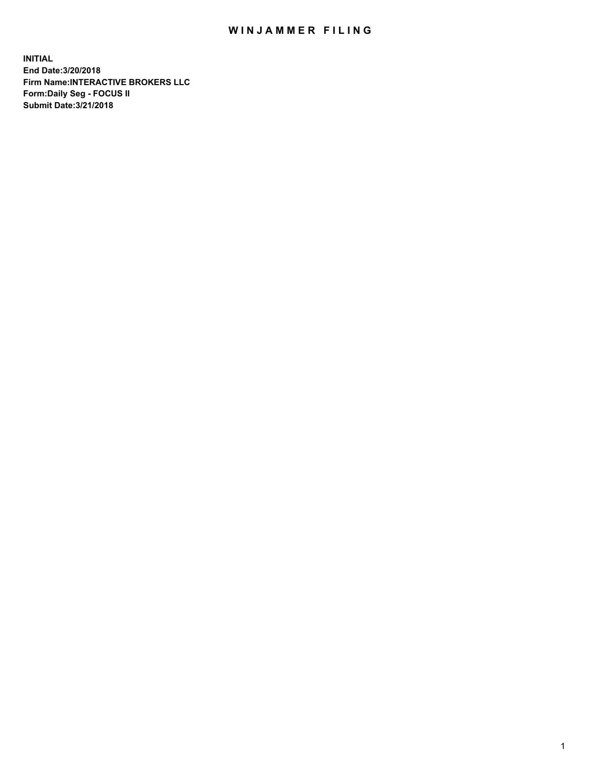# WINJAMMER FILING

**INITIAL**
**End Date:3/20/2018**
**Firm Name:INTERACTIVE BROKERS LLC**
**Form:Daily Seg - FOCUS II**
**Submit Date:3/21/2018**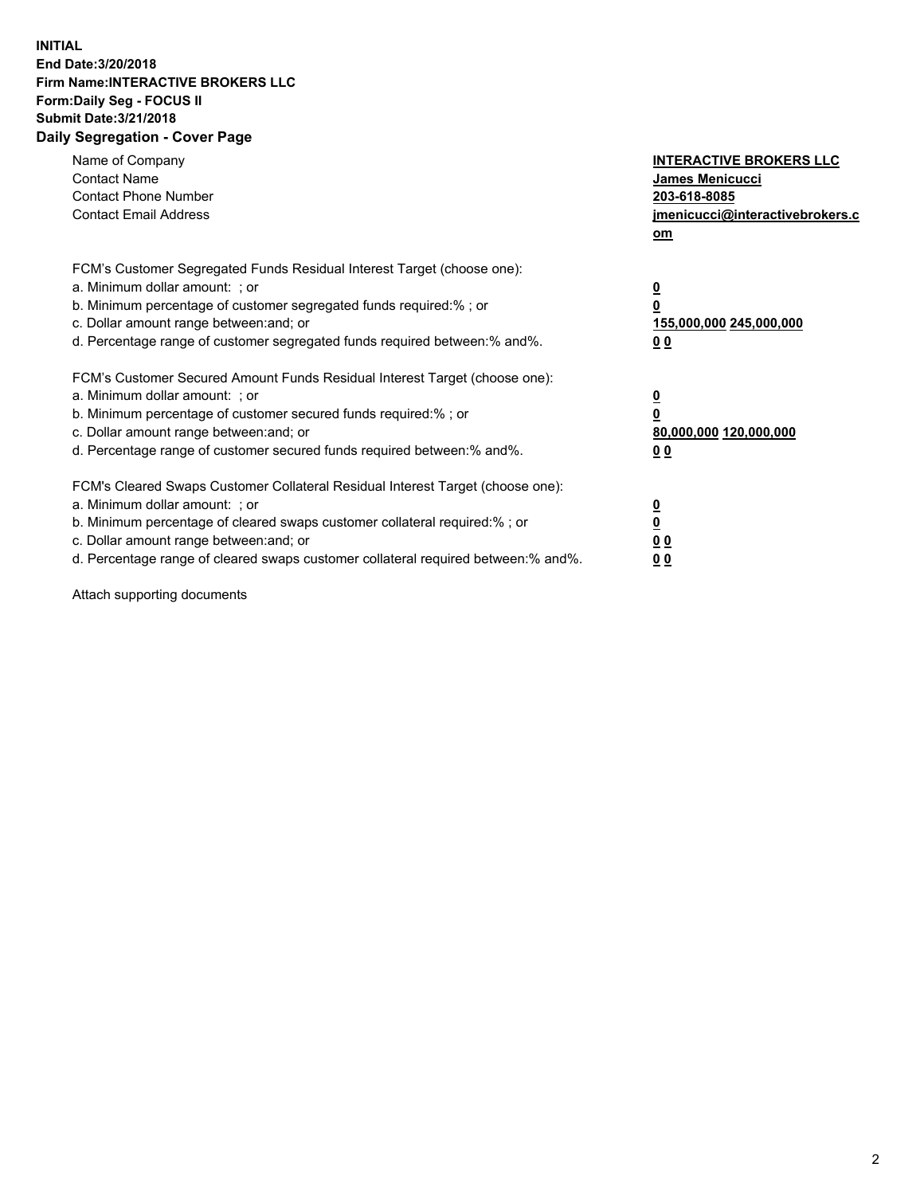**INITIAL**
**End Date:3/20/2018**
**Firm Name:INTERACTIVE BROKERS LLC**
**Form:Daily Seg - FOCUS II**
**Submit Date:3/21/2018**

## Daily Segregation - Cover Page

| | |
|---|---|
| Name of Company | **INTERACTIVE BROKERS LLC** |
| Contact Name | **James Menicucci** |
| Contact Phone Number | **203-618-8085** |
| Contact Email Address | **jmenicucci@interactivebrokers.com** |

FCM's Customer Segregated Funds Residual Interest Target (choose one):

| | |
|---|---|
| a. Minimum dollar amount: ; or | **0** |
| b. Minimum percentage of customer segregated funds required:% ; or | **0** |
| c. Dollar amount range between:and; or | **155,000,000 245,000,000** |
| d. Percentage range of customer segregated funds required between:% and%. | **0 0** |

FCM's Customer Secured Amount Funds Residual Interest Target (choose one):

| | |
|---|---|
| a. Minimum dollar amount: ; or | **0** |
| b. Minimum percentage of customer secured funds required:% ; or | **0** |
| c. Dollar amount range between:and; or | **80,000,000 120,000,000** |
| d. Percentage range of customer secured funds required between:% and%. | **0 0** |

FCM's Cleared Swaps Customer Collateral Residual Interest Target (choose one):

| | |
|---|---|
| a. Minimum dollar amount: ; or | **0** |
| b. Minimum percentage of cleared swaps customer collateral required:% ; or | **0** |
| c. Dollar amount range between:and; or | **0 0** |
| d. Percentage range of cleared swaps customer collateral required between:% and%. | **0 0** |

Attach supporting documents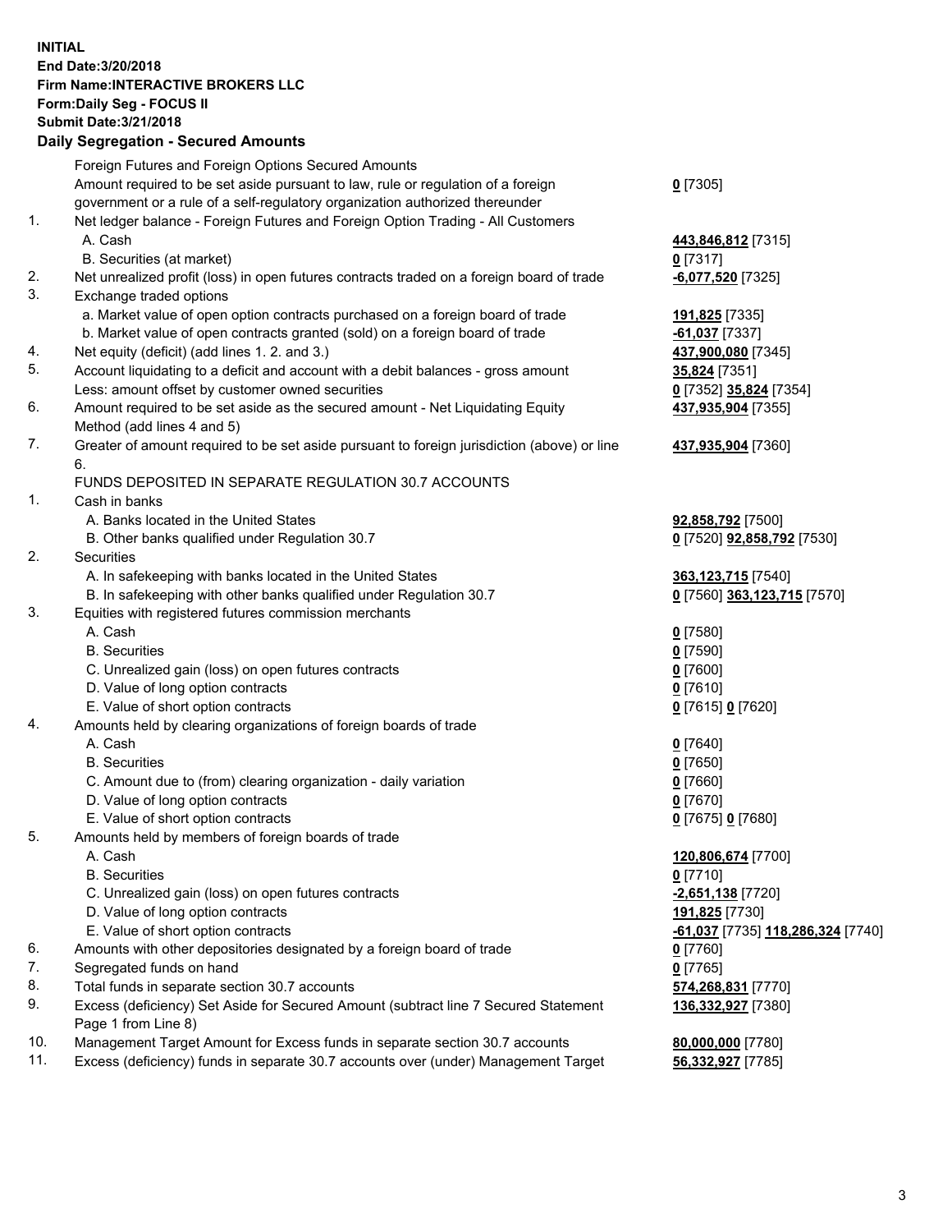**INITIAL**
**End Date:3/20/2018**
**Firm Name:INTERACTIVE BROKERS LLC**
**Form:Daily Seg - FOCUS II**
**Submit Date:3/21/2018**

## Daily Segregation - Secured Amounts

| | | |
|---|---|---|
| | Foreign Futures and Foreign Options Secured Amounts | |
| | Amount required to be set aside pursuant to law, rule or regulation of a foreign government or a rule of a self-regulatory organization authorized thereunder | **0** [7305] |
| 1. | Net ledger balance - Foreign Futures and Foreign Option Trading - All Customers | |
| | A. Cash | **443,846,812** [7315] |
| | B. Securities (at market) | **0** [7317] |
| 2. | Net unrealized profit (loss) in open futures contracts traded on a foreign board of trade | **-6,077,520** [7325] |
| 3. | Exchange traded options | |
| | a. Market value of open option contracts purchased on a foreign board of trade | **191,825** [7335] |
| | b. Market value of open contracts granted (sold) on a foreign board of trade | **-61,037** [7337] |
| 4. | Net equity (deficit) (add lines 1. 2. and 3.) | **437,900,080** [7345] |
| 5. | Account liquidating to a deficit and account with a debit balances - gross amount | **35,824** [7351] |
| | Less: amount offset by customer owned securities | **0** [7352] **35,824** [7354] |
| 6. | Amount required to be set aside as the secured amount - Net Liquidating Equity Method (add lines 4 and 5) | **437,935,904** [7355] |
| 7. | Greater of amount required to be set aside pursuant to foreign jurisdiction (above) or line 6. | **437,935,904** [7360] |
| | FUNDS DEPOSITED IN SEPARATE REGULATION 30.7 ACCOUNTS | |
| 1. | Cash in banks | |
| | A. Banks located in the United States | **92,858,792** [7500] |
| | B. Other banks qualified under Regulation 30.7 | **0** [7520] **92,858,792** [7530] |
| 2. | Securities | |
| | A. In safekeeping with banks located in the United States | **363,123,715** [7540] |
| | B. In safekeeping with other banks qualified under Regulation 30.7 | **0** [7560] **363,123,715** [7570] |
| 3. | Equities with registered futures commission merchants | |
| | A. Cash | **0** [7580] |
| | B. Securities | **0** [7590] |
| | C. Unrealized gain (loss) on open futures contracts | **0** [7600] |
| | D. Value of long option contracts | **0** [7610] |
| | E. Value of short option contracts | **0** [7615] **0** [7620] |
| 4. | Amounts held by clearing organizations of foreign boards of trade | |
| | A. Cash | **0** [7640] |
| | B. Securities | **0** [7650] |
| | C. Amount due to (from) clearing organization - daily variation | **0** [7660] |
| | D. Value of long option contracts | **0** [7670] |
| | E. Value of short option contracts | **0** [7675] **0** [7680] |
| 5. | Amounts held by members of foreign boards of trade | |
| | A. Cash | **120,806,674** [7700] |
| | B. Securities | **0** [7710] |
| | C. Unrealized gain (loss) on open futures contracts | **-2,651,138** [7720] |
| | D. Value of long option contracts | **191,825** [7730] |
| | E. Value of short option contracts | **-61,037** [7735] **118,286,324** [7740] |
| 6. | Amounts with other depositories designated by a foreign board of trade | **0** [7760] |
| 7. | Segregated funds on hand | **0** [7765] |
| 8. | Total funds in separate section 30.7 accounts | **574,268,831** [7770] |
| 9. | Excess (deficiency) Set Aside for Secured Amount (subtract line 7 Secured Statement Page 1 from Line 8) | **136,332,927** [7380] |
| 10. | Management Target Amount for Excess funds in separate section 30.7 accounts | **80,000,000** [7780] |
| 11. | Excess (deficiency) funds in separate 30.7 accounts over (under) Management Target | **56,332,927** [7785] |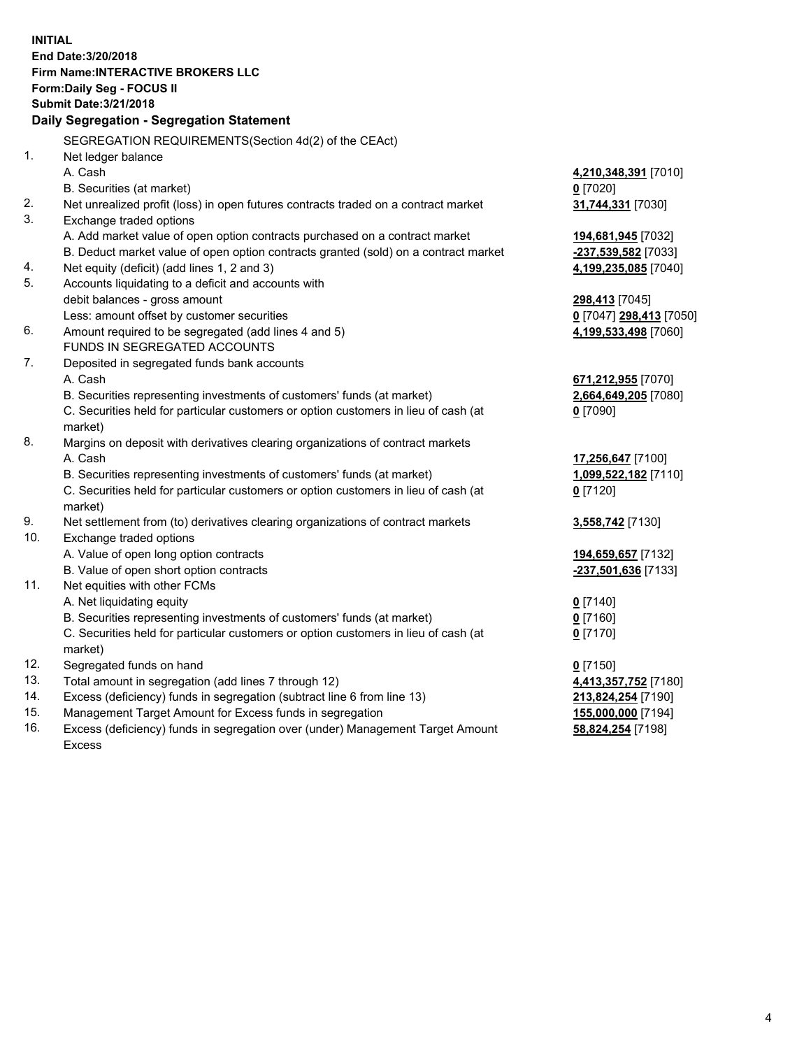**INITIAL**
**End Date:3/20/2018**
**Firm Name:INTERACTIVE BROKERS LLC**
**Form:Daily Seg - FOCUS II**
**Submit Date:3/21/2018**

## Daily Segregation - Segregation Statement

SEGREGATION REQUIREMENTS(Section 4d(2) of the CEAct)

| | | |
|---|---|---|
| 1. | Net ledger balance | |
| | A. Cash | **4,210,348,391** [7010] |
| | B. Securities (at market) | **0** [7020] |
| 2. | Net unrealized profit (loss) in open futures contracts traded on a contract market | **31,744,331** [7030] |
| 3. | Exchange traded options | |
| | A. Add market value of open option contracts purchased on a contract market | **194,681,945** [7032] |
| | B. Deduct market value of open option contracts granted (sold) on a contract market | **-237,539,582** [7033] |
| 4. | Net equity (deficit) (add lines 1, 2 and 3) | **4,199,235,085** [7040] |
| 5. | Accounts liquidating to a deficit and accounts with | |
| | debit balances - gross amount | **298,413** [7045] |
| | Less: amount offset by customer securities | **0** [7047] **298,413** [7050] |
| 6. | Amount required to be segregated (add lines 4 and 5) | **4,199,533,498** [7060] |
| | FUNDS IN SEGREGATED ACCOUNTS | |
| 7. | Deposited in segregated funds bank accounts | |
| | A. Cash | **671,212,955** [7070] |
| | B. Securities representing investments of customers' funds (at market) | **2,664,649,205** [7080] |
| | C. Securities held for particular customers or option customers in lieu of cash (at market) | **0** [7090] |
| 8. | Margins on deposit with derivatives clearing organizations of contract markets | |
| | A. Cash | **17,256,647** [7100] |
| | B. Securities representing investments of customers' funds (at market) | **1,099,522,182** [7110] |
| | C. Securities held for particular customers or option customers in lieu of cash (at market) | **0** [7120] |
| 9. | Net settlement from (to) derivatives clearing organizations of contract markets | **3,558,742** [7130] |
| 10. | Exchange traded options | |
| | A. Value of open long option contracts | **194,659,657** [7132] |
| | B. Value of open short option contracts | **-237,501,636** [7133] |
| 11. | Net equities with other FCMs | |
| | A. Net liquidating equity | **0** [7140] |
| | B. Securities representing investments of customers' funds (at market) | **0** [7160] |
| | C. Securities held for particular customers or option customers in lieu of cash (at market) | **0** [7170] |
| 12. | Segregated funds on hand | **0** [7150] |
| 13. | Total amount in segregation (add lines 7 through 12) | **4,413,357,752** [7180] |
| 14. | Excess (deficiency) funds in segregation (subtract line 6 from line 13) | **213,824,254** [7190] |
| 15. | Management Target Amount for Excess funds in segregation | **155,000,000** [7194] |
| 16. | Excess (deficiency) funds in segregation over (under) Management Target Amount Excess | **58,824,254** [7198] |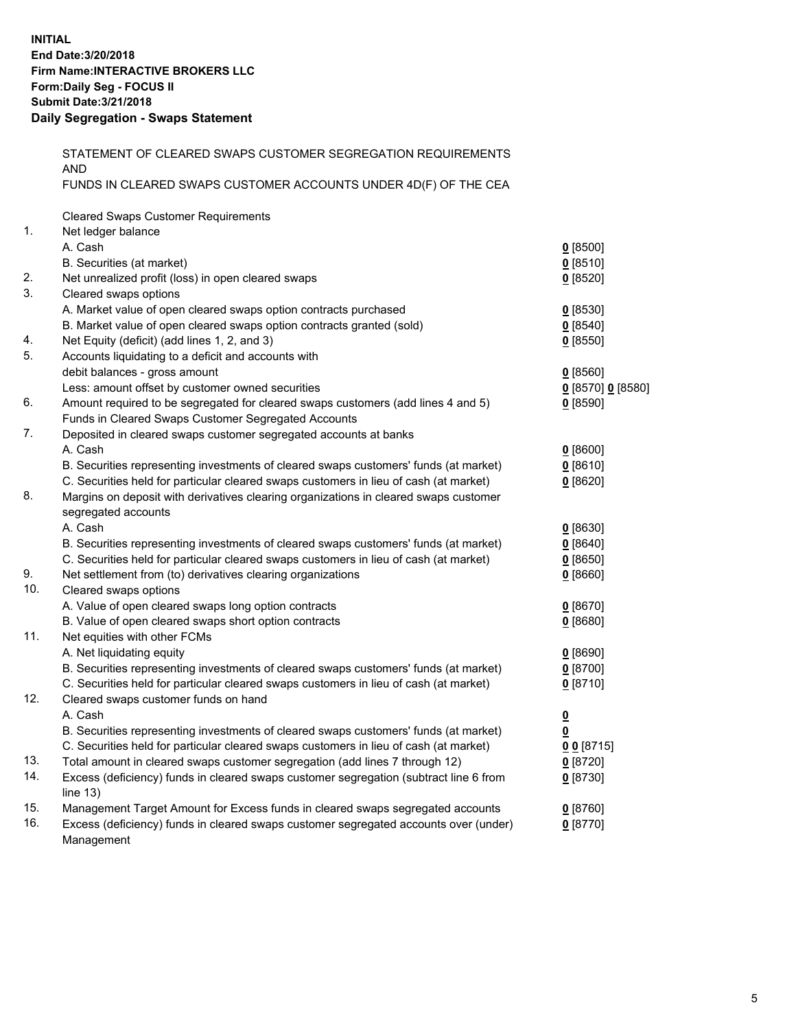**INITIAL**
**End Date:3/20/2018**
**Firm Name:INTERACTIVE BROKERS LLC**
**Form:Daily Seg - FOCUS II**
**Submit Date:3/21/2018**
**Daily Segregation - Swaps Statement**

STATEMENT OF CLEARED SWAPS CUSTOMER SEGREGATION REQUIREMENTS
AND
FUNDS IN CLEARED SWAPS CUSTOMER ACCOUNTS UNDER 4D(F) OF THE CEA

| | | |
|---|---|---|
| | Cleared Swaps Customer Requirements | |
| 1. | Net ledger balance | |
| | A. Cash | 0 [8500] |
| | B. Securities (at market) | 0 [8510] |
| 2. | Net unrealized profit (loss) in open cleared swaps | 0 [8520] |
| 3. | Cleared swaps options | |
| | A. Market value of open cleared swaps option contracts purchased | 0 [8530] |
| | B. Market value of open cleared swaps option contracts granted (sold) | 0 [8540] |
| 4. | Net Equity (deficit) (add lines 1, 2, and 3) | 0 [8550] |
| 5. | Accounts liquidating to a deficit and accounts with | |
| | debit balances - gross amount | 0 [8560] |
| | Less: amount offset by customer owned securities | 0 [8570] 0 [8580] |
| 6. | Amount required to be segregated for cleared swaps customers (add lines 4 and 5) | 0 [8590] |
| | Funds in Cleared Swaps Customer Segregated Accounts | |
| 7. | Deposited in cleared swaps customer segregated accounts at banks | |
| | A. Cash | 0 [8600] |
| | B. Securities representing investments of cleared swaps customers' funds (at market) | 0 [8610] |
| | C. Securities held for particular cleared swaps customers in lieu of cash (at market) | 0 [8620] |
| 8. | Margins on deposit with derivatives clearing organizations in cleared swaps customer segregated accounts | |
| | A. Cash | 0 [8630] |
| | B. Securities representing investments of cleared swaps customers' funds (at market) | 0 [8640] |
| | C. Securities held for particular cleared swaps customers in lieu of cash (at market) | 0 [8650] |
| 9. | Net settlement from (to) derivatives clearing organizations | 0 [8660] |
| 10. | Cleared swaps options | |
| | A. Value of open cleared swaps long option contracts | 0 [8670] |
| | B. Value of open cleared swaps short option contracts | 0 [8680] |
| 11. | Net equities with other FCMs | |
| | A. Net liquidating equity | 0 [8690] |
| | B. Securities representing investments of cleared swaps customers' funds (at market) | 0 [8700] |
| | C. Securities held for particular cleared swaps customers in lieu of cash (at market) | 0 [8710] |
| 12. | Cleared swaps customer funds on hand | |
| | A. Cash | 0 |
| | B. Securities representing investments of cleared swaps customers' funds (at market) | 0 |
| | C. Securities held for particular cleared swaps customers in lieu of cash (at market) | 0 0 [8715] |
| 13. | Total amount in cleared swaps customer segregation (add lines 7 through 12) | 0 [8720] |
| 14. | Excess (deficiency) funds in cleared swaps customer segregation (subtract line 6 from line 13) | 0 [8730] |
| 15. | Management Target Amount for Excess funds in cleared swaps segregated accounts | 0 [8760] |
| 16. | Excess (deficiency) funds in cleared swaps customer segregated accounts over (under) Management | 0 [8770] |